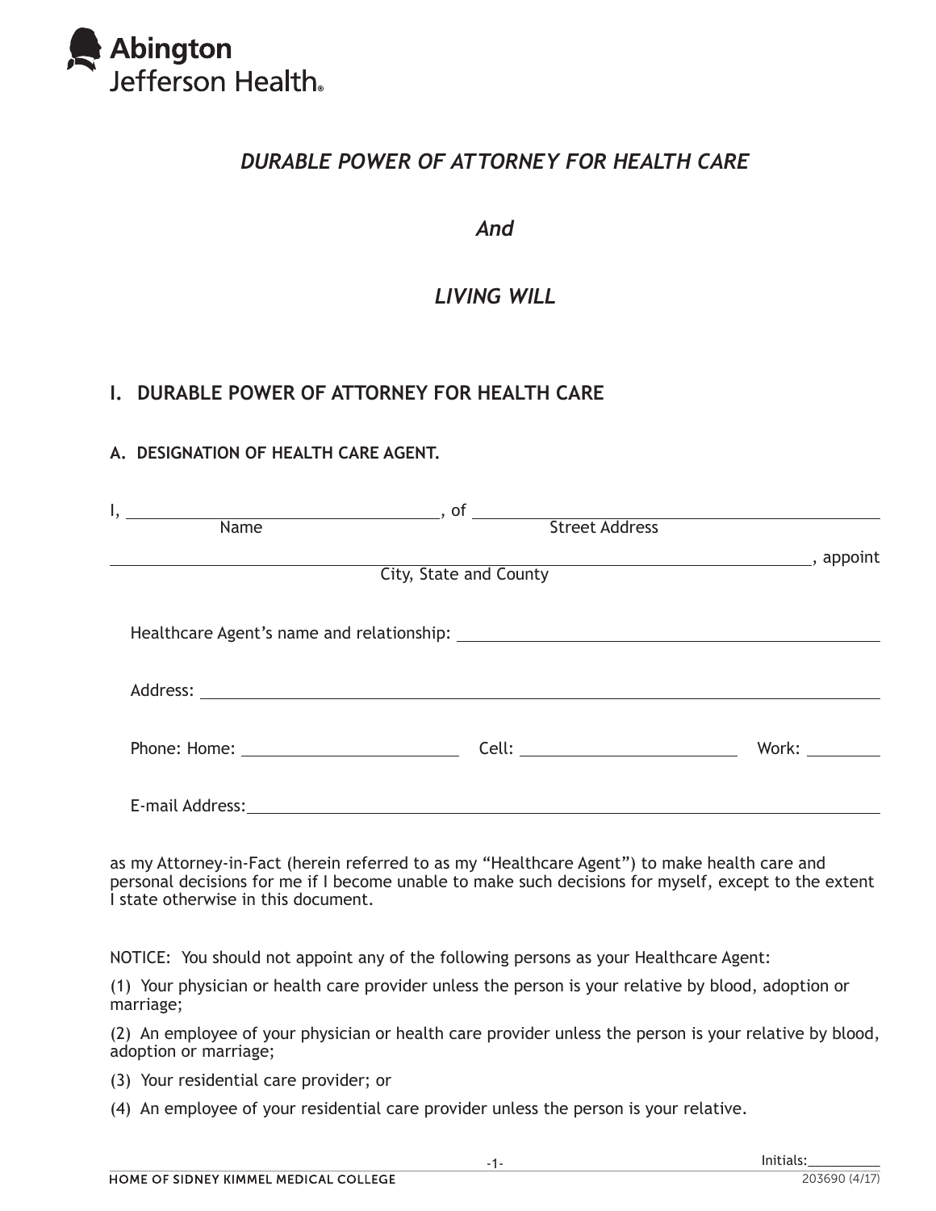Abington
Jefferson Health®

# *DURABLE POWER OF ATTORNEY FOR HEALTH CARE*

# *And*

# *LIVING WILL*

## I. DURABLE POWER OF ATTORNEY FOR HEALTH CARE

### A. DESIGNATION OF HEALTH CARE AGENT.

I, ______________________________ (Name), of ______________________________ (Street Address)

______________________________ (City, State and County), appoint

Healthcare Agent's name and relationship: ______________________________

Address: ______________________________

Phone: Home: ____________ Cell: ____________ Work: ____________

E-mail Address: ______________________________

as my Attorney-in-Fact (herein referred to as my "Healthcare Agent") to make health care and personal decisions for me if I become unable to make such decisions for myself, except to the extent I state otherwise in this document.

NOTICE: You should not appoint any of the following persons as your Healthcare Agent:

(1) Your physician or health care provider unless the person is your relative by blood, adoption or marriage;

(2) An employee of your physician or health care provider unless the person is your relative by blood, adoption or marriage;

(3) Your residential care provider; or

(4) An employee of your residential care provider unless the person is your relative.

Initials: __________

HOME OF SIDNEY KIMMEL MEDICAL COLLEGE

203690 (4/17)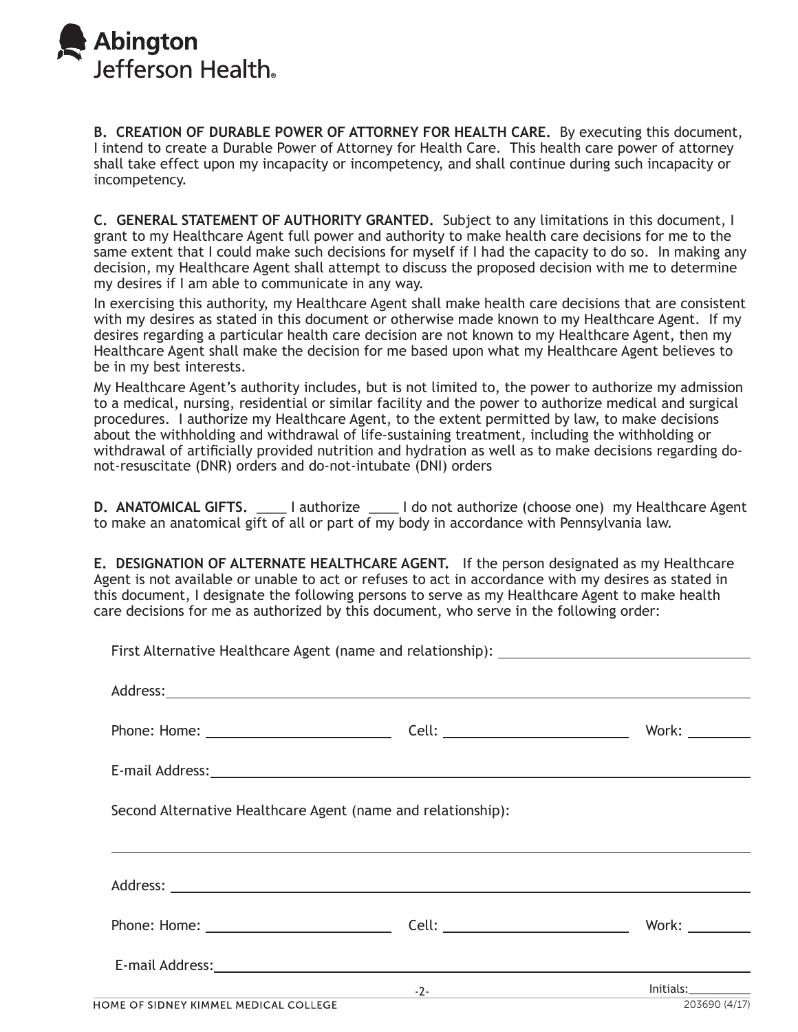**B. CREATION OF DURABLE POWER OF ATTORNEY FOR HEALTH CARE.** By executing this document, I intend to create a Durable Power of Attorney for Health Care. This health care power of attorney shall take effect upon my incapacity or incompetency, and shall continue during such incapacity or incompetency.

**C. GENERAL STATEMENT OF AUTHORITY GRANTED.** Subject to any limitations in this document, I grant to my Healthcare Agent full power and authority to make health care decisions for me to the same extent that I could make such decisions for myself if I had the capacity to do so. In making any decision, my Healthcare Agent shall attempt to discuss the proposed decision with me to determine my desires if I am able to communicate in any way.

In exercising this authority, my Healthcare Agent shall make health care decisions that are consistent with my desires as stated in this document or otherwise made known to my Healthcare Agent. If my desires regarding a particular health care decision are not known to my Healthcare Agent, then my Healthcare Agent shall make the decision for me based upon what my Healthcare Agent believes to be in my best interests.

My Healthcare Agent's authority includes, but is not limited to, the power to authorize my admission to a medical, nursing, residential or similar facility and the power to authorize medical and surgical procedures. I authorize my Healthcare Agent, to the extent permitted by law, to make decisions about the withholding and withdrawal of life-sustaining treatment, including the withholding or withdrawal of artificially provided nutrition and hydration as well as to make decisions regarding do-not-resuscitate (DNR) orders and do-not-intubate (DNI) orders

**D. ANATOMICAL GIFTS.** ____ I authorize ____ I do not authorize (choose one) my Healthcare Agent to make an anatomical gift of all or part of my body in accordance with Pennsylvania law.

**E. DESIGNATION OF ALTERNATE HEALTHCARE AGENT.** If the person designated as my Healthcare Agent is not available or unable to act or refuses to act in accordance with my desires as stated in this document, I designate the following persons to serve as my Healthcare Agent to make health care decisions for me as authorized by this document, who serve in the following order:

First Alternative Healthcare Agent (name and relationship): ______________________________

Address: ______________________________

Phone: Home: ______________________ Cell: ______________________ Work: __________

E-mail Address: ______________________________

Second Alternative Healthcare Agent (name and relationship):

______________________________

Address: ______________________________

Phone: Home: ______________________ Cell: ______________________ Work: __________

E-mail Address: ______________________________

Initials: __________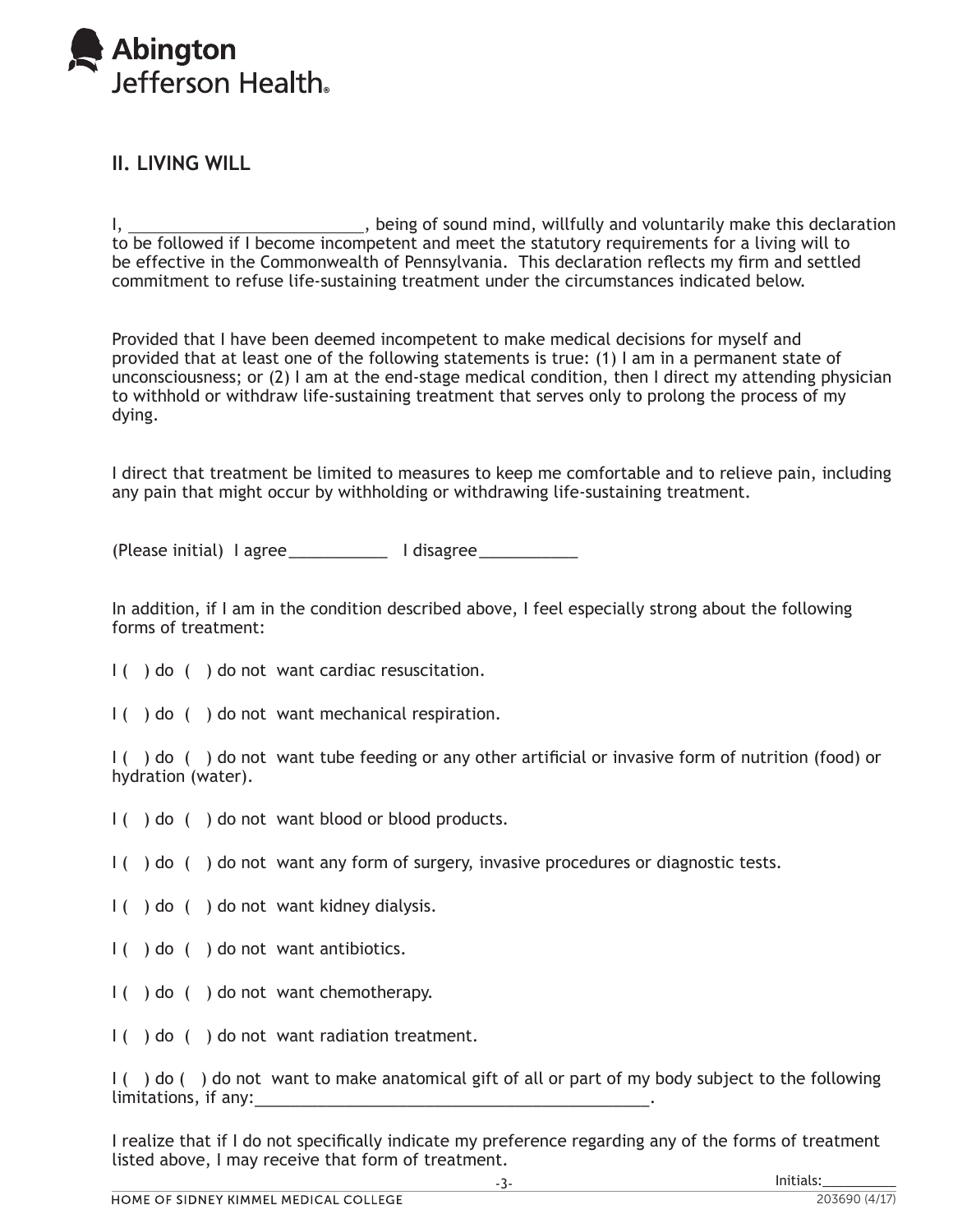## II. LIVING WILL

I, ___________________________, being of sound mind, willfully and voluntarily make this declaration to be followed if I become incompetent and meet the statutory requirements for a living will to be effective in the Commonwealth of Pennsylvania. This declaration reflects my firm and settled commitment to refuse life-sustaining treatment under the circumstances indicated below.

Provided that I have been deemed incompetent to make medical decisions for myself and provided that at least one of the following statements is true: (1) I am in a permanent state of unconsciousness; or (2) I am at the end-stage medical condition, then I direct my attending physician to withhold or withdraw life-sustaining treatment that serves only to prolong the process of my dying.

I direct that treatment be limited to measures to keep me comfortable and to relieve pain, including any pain that might occur by withholding or withdrawing life-sustaining treatment.

(Please initial) I agree___________ I disagree___________

In addition, if I am in the condition described above, I feel especially strong about the following forms of treatment:

I ( ) do ( ) do not want cardiac resuscitation.

I ( ) do ( ) do not want mechanical respiration.

I ( ) do ( ) do not want tube feeding or any other artificial or invasive form of nutrition (food) or hydration (water).

I ( ) do ( ) do not want blood or blood products.

I ( ) do ( ) do not want any form of surgery, invasive procedures or diagnostic tests.

I ( ) do ( ) do not want kidney dialysis.

I ( ) do ( ) do not want antibiotics.

I ( ) do ( ) do not want chemotherapy.

I ( ) do ( ) do not want radiation treatment.

I ( ) do ( ) do not want to make anatomical gift of all or part of my body subject to the following limitations, if any:_______________________________________________.

I realize that if I do not specifically indicate my preference regarding any of the forms of treatment listed above, I may receive that form of treatment.

Initials:__________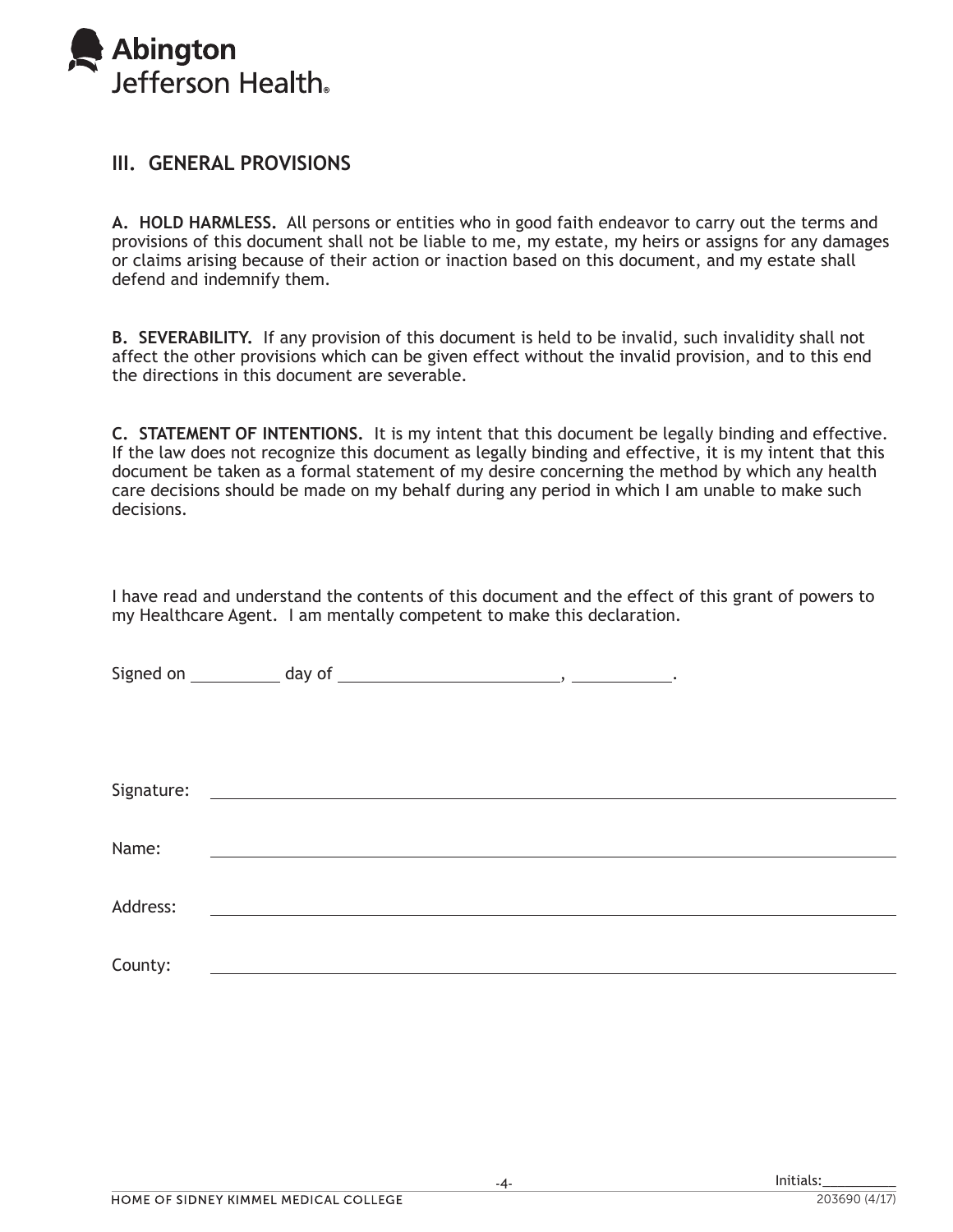## III. GENERAL PROVISIONS

**A. HOLD HARMLESS.** All persons or entities who in good faith endeavor to carry out the terms and provisions of this document shall not be liable to me, my estate, my heirs or assigns for any damages or claims arising because of their action or inaction based on this document, and my estate shall defend and indemnify them.

**B. SEVERABILITY.** If any provision of this document is held to be invalid, such invalidity shall not affect the other provisions which can be given effect without the invalid provision, and to this end the directions in this document are severable.

**C. STATEMENT OF INTENTIONS.** It is my intent that this document be legally binding and effective. If the law does not recognize this document as legally binding and effective, it is my intent that this document be taken as a formal statement of my desire concerning the method by which any health care decisions should be made on my behalf during any period in which I am unable to make such decisions.

I have read and understand the contents of this document and the effect of this grant of powers to my Healthcare Agent. I am mentally competent to make this declaration.

Signed on __________ day of ________________________, ___________.

Signature: ____________________________________________

Name: ____________________________________________

Address: ____________________________________________

County: ____________________________________________

Initials: __________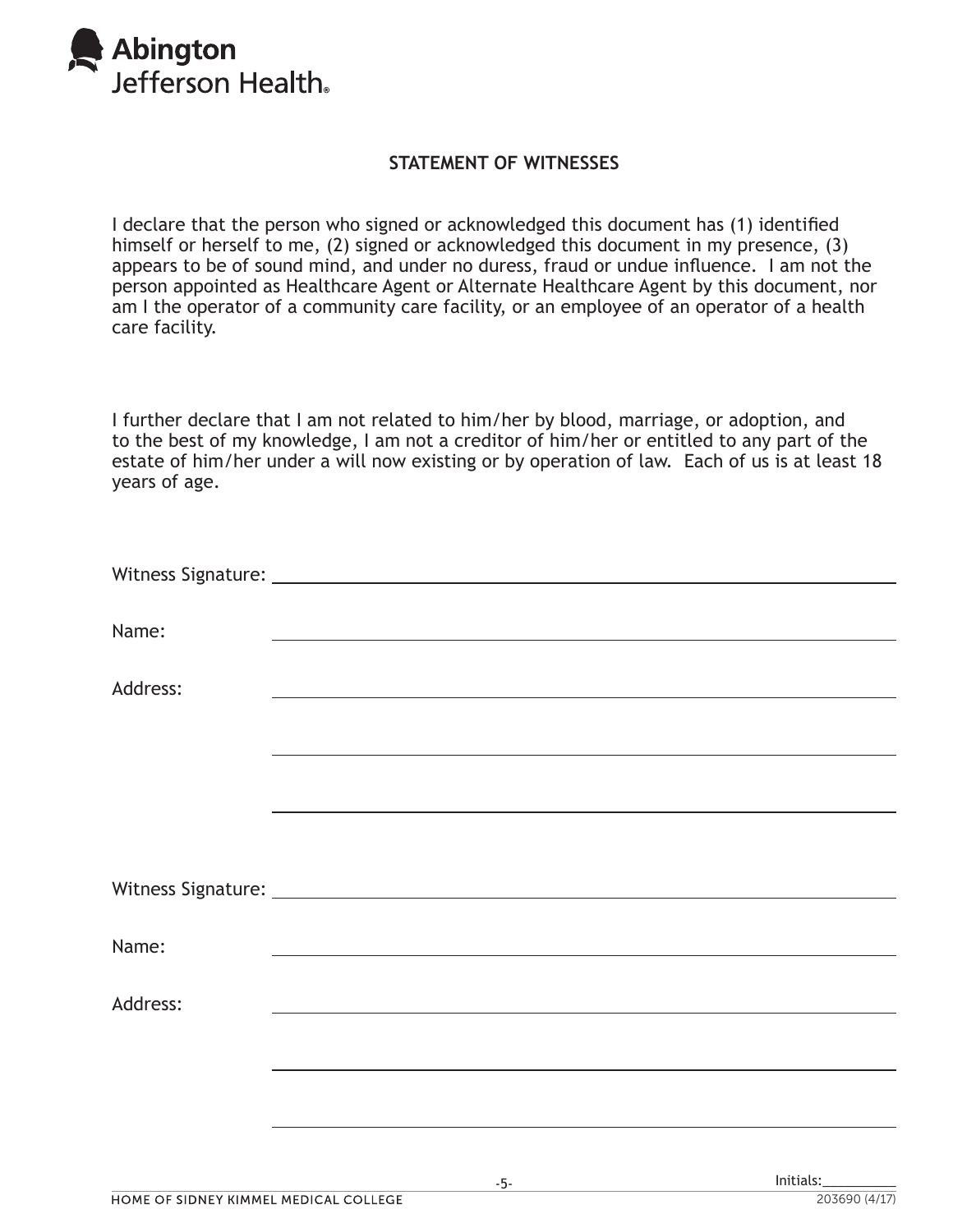## STATEMENT OF WITNESSES

I declare that the person who signed or acknowledged this document has (1) identified himself or herself to me, (2) signed or acknowledged this document in my presence, (3) appears to be of sound mind, and under no duress, fraud or undue influence. I am not the person appointed as Healthcare Agent or Alternate Healthcare Agent by this document, nor am I the operator of a community care facility, or an employee of an operator of a health care facility.

I further declare that I am not related to him/her by blood, marriage, or adoption, and to the best of my knowledge, I am not a creditor of him/her or entitled to any part of the estate of him/her under a will now existing or by operation of law. Each of us is at least 18 years of age.

Witness Signature: ______________________________________________

Name: ______________________________________________

Address: ______________________________________________

______________________________________________

______________________________________________

Witness Signature: ______________________________________________

Name: ______________________________________________

Address: ______________________________________________

______________________________________________

______________________________________________

Initials:__________